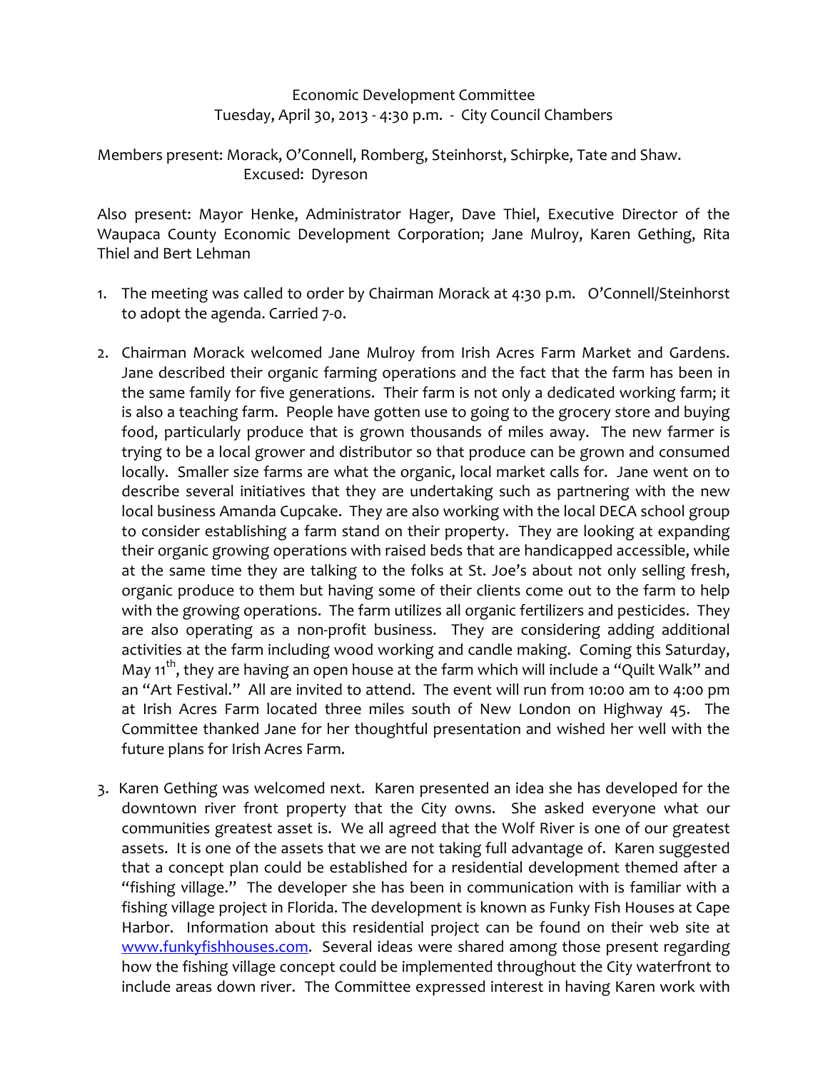Economic Development Committee
Tuesday, April 30, 2013 - 4:30 p.m. - City Council Chambers

Members present: Morack, O'Connell, Romberg, Steinhorst, Schirpke, Tate and Shaw.
Excused: Dyreson

Also present: Mayor Henke, Administrator Hager, Dave Thiel, Executive Director of the Waupaca County Economic Development Corporation; Jane Mulroy, Karen Gething, Rita Thiel and Bert Lehman

1. The meeting was called to order by Chairman Morack at 4:30 p.m. O'Connell/Steinhorst to adopt the agenda. Carried 7-0.

2. Chairman Morack welcomed Jane Mulroy from Irish Acres Farm Market and Gardens. Jane described their organic farming operations and the fact that the farm has been in the same family for five generations. Their farm is not only a dedicated working farm; it is also a teaching farm. People have gotten use to going to the grocery store and buying food, particularly produce that is grown thousands of miles away. The new farmer is trying to be a local grower and distributor so that produce can be grown and consumed locally. Smaller size farms are what the organic, local market calls for. Jane went on to describe several initiatives that they are undertaking such as partnering with the new local business Amanda Cupcake. They are also working with the local DECA school group to consider establishing a farm stand on their property. They are looking at expanding their organic growing operations with raised beds that are handicapped accessible, while at the same time they are talking to the folks at St. Joe's about not only selling fresh, organic produce to them but having some of their clients come out to the farm to help with the growing operations. The farm utilizes all organic fertilizers and pesticides. They are also operating as a non-profit business. They are considering adding additional activities at the farm including wood working and candle making. Coming this Saturday, May 11th, they are having an open house at the farm which will include a "Quilt Walk" and an "Art Festival." All are invited to attend. The event will run from 10:00 am to 4:00 pm at Irish Acres Farm located three miles south of New London on Highway 45. The Committee thanked Jane for her thoughtful presentation and wished her well with the future plans for Irish Acres Farm.

3. Karen Gething was welcomed next. Karen presented an idea she has developed for the downtown river front property that the City owns. She asked everyone what our communities greatest asset is. We all agreed that the Wolf River is one of our greatest assets. It is one of the assets that we are not taking full advantage of. Karen suggested that a concept plan could be established for a residential development themed after a "fishing village." The developer she has been in communication with is familiar with a fishing village project in Florida. The development is known as Funky Fish Houses at Cape Harbor. Information about this residential project can be found on their web site at [www.funkyfishhouses.com](http://www.funkyfishhouses.com). Several ideas were shared among those present regarding how the fishing village concept could be implemented throughout the City waterfront to include areas down river. The Committee expressed interest in having Karen work with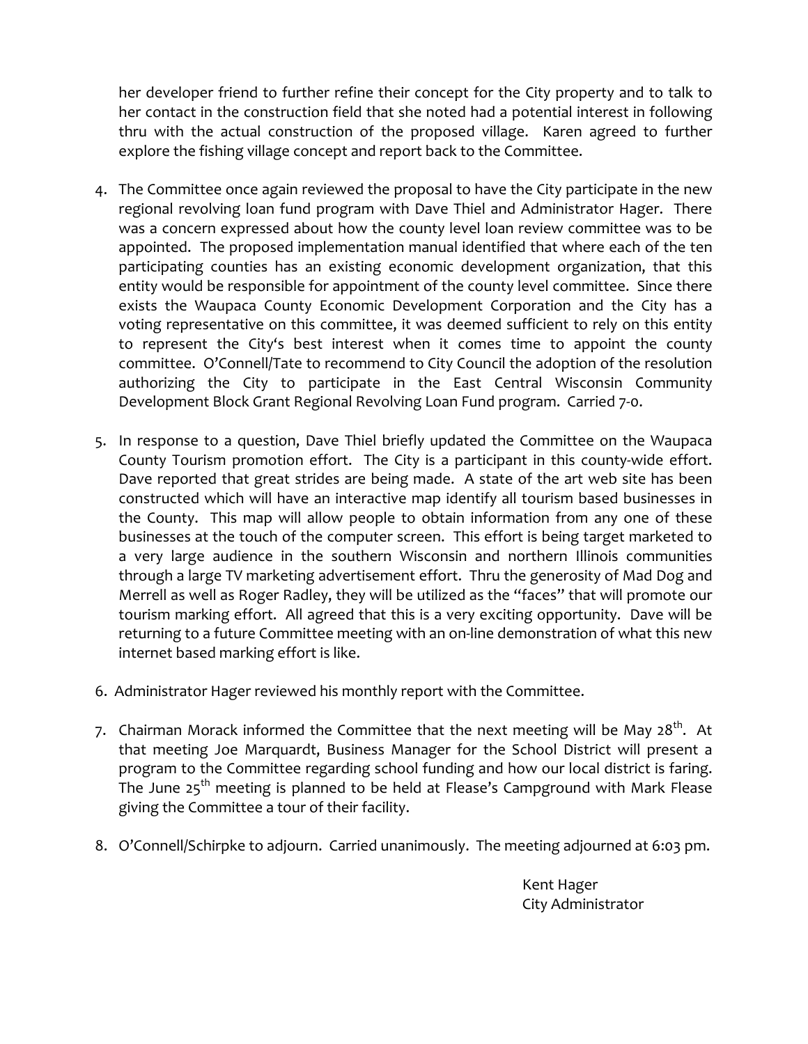her developer friend to further refine their concept for the City property and to talk to her contact in the construction field that she noted had a potential interest in following thru with the actual construction of the proposed village. Karen agreed to further explore the fishing village concept and report back to the Committee.

4. The Committee once again reviewed the proposal to have the City participate in the new regional revolving loan fund program with Dave Thiel and Administrator Hager. There was a concern expressed about how the county level loan review committee was to be appointed. The proposed implementation manual identified that where each of the ten participating counties has an existing economic development organization, that this entity would be responsible for appointment of the county level committee. Since there exists the Waupaca County Economic Development Corporation and the City has a voting representative on this committee, it was deemed sufficient to rely on this entity to represent the City's best interest when it comes time to appoint the county committee. O'Connell/Tate to recommend to City Council the adoption of the resolution authorizing the City to participate in the East Central Wisconsin Community Development Block Grant Regional Revolving Loan Fund program. Carried 7-0.

5. In response to a question, Dave Thiel briefly updated the Committee on the Waupaca County Tourism promotion effort. The City is a participant in this county-wide effort. Dave reported that great strides are being made. A state of the art web site has been constructed which will have an interactive map identify all tourism based businesses in the County. This map will allow people to obtain information from any one of these businesses at the touch of the computer screen. This effort is being target marketed to a very large audience in the southern Wisconsin and northern Illinois communities through a large TV marketing advertisement effort. Thru the generosity of Mad Dog and Merrell as well as Roger Radley, they will be utilized as the "faces" that will promote our tourism marking effort. All agreed that this is a very exciting opportunity. Dave will be returning to a future Committee meeting with an on-line demonstration of what this new internet based marking effort is like.

6. Administrator Hager reviewed his monthly report with the Committee.

7. Chairman Morack informed the Committee that the next meeting will be May 28th. At that meeting Joe Marquardt, Business Manager for the School District will present a program to the Committee regarding school funding and how our local district is faring. The June 25th meeting is planned to be held at Flease's Campground with Mark Flease giving the Committee a tour of their facility.

8. O'Connell/Schirpke to adjourn. Carried unanimously. The meeting adjourned at 6:03 pm.

Kent Hager
City Administrator